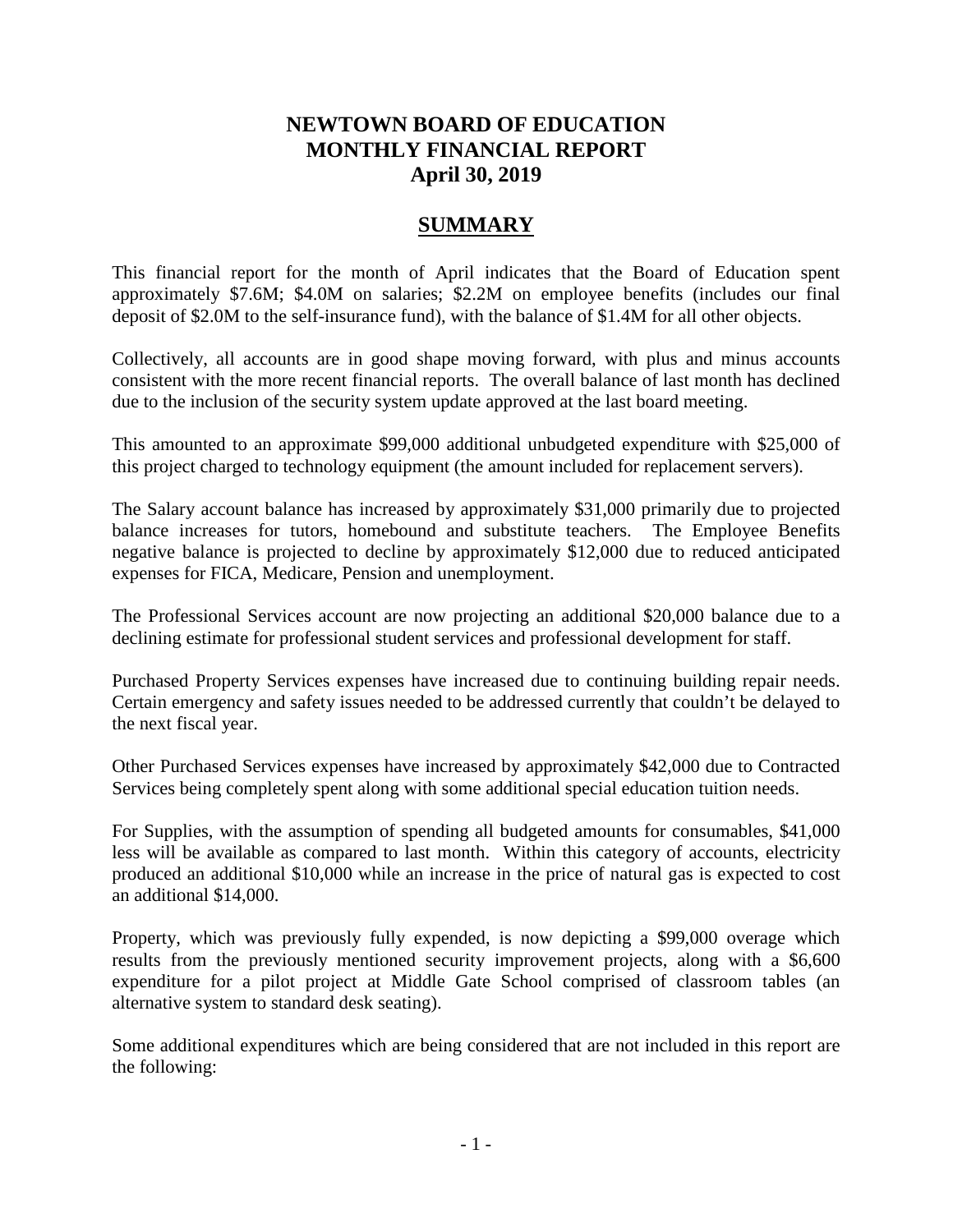# NEWTOWN BOARD OF EDUCATION
# MONTHLY FINANCIAL REPORT
# April 30, 2019

## SUMMARY

This financial report for the month of April indicates that the Board of Education spent approximately $7.6M; $4.0M on salaries; $2.2M on employee benefits (includes our final deposit of $2.0M to the self-insurance fund), with the balance of $1.4M for all other objects.

Collectively, all accounts are in good shape moving forward, with plus and minus accounts consistent with the more recent financial reports. The overall balance of last month has declined due to the inclusion of the security system update approved at the last board meeting.

This amounted to an approximate $99,000 additional unbudgeted expenditure with $25,000 of this project charged to technology equipment (the amount included for replacement servers).

The Salary account balance has increased by approximately $31,000 primarily due to projected balance increases for tutors, homebound and substitute teachers. The Employee Benefits negative balance is projected to decline by approximately $12,000 due to reduced anticipated expenses for FICA, Medicare, Pension and unemployment.

The Professional Services account are now projecting an additional $20,000 balance due to a declining estimate for professional student services and professional development for staff.

Purchased Property Services expenses have increased due to continuing building repair needs. Certain emergency and safety issues needed to be addressed currently that couldn't be delayed to the next fiscal year.

Other Purchased Services expenses have increased by approximately $42,000 due to Contracted Services being completely spent along with some additional special education tuition needs.

For Supplies, with the assumption of spending all budgeted amounts for consumables, $41,000 less will be available as compared to last month. Within this category of accounts, electricity produced an additional $10,000 while an increase in the price of natural gas is expected to cost an additional $14,000.

Property, which was previously fully expended, is now depicting a $99,000 overage which results from the previously mentioned security improvement projects, along with a $6,600 expenditure for a pilot project at Middle Gate School comprised of classroom tables (an alternative system to standard desk seating).

Some additional expenditures which are being considered that are not included in this report are the following: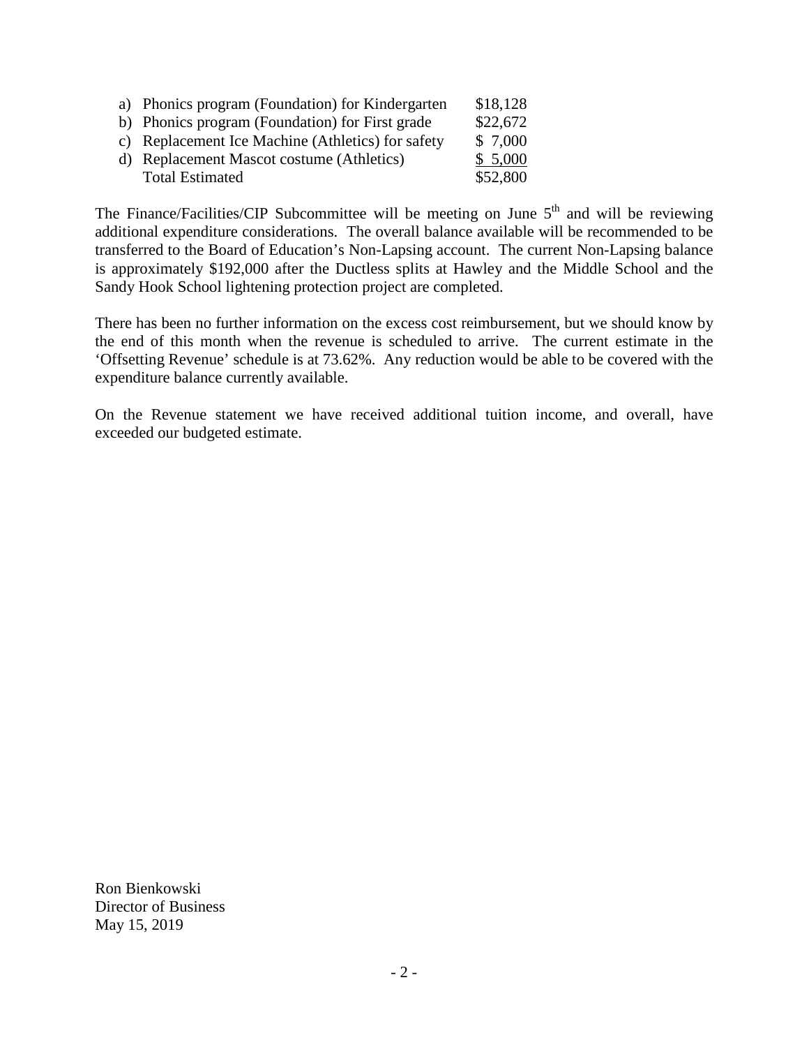| | | |
|---|---|---|
| a) | Phonics program (Foundation) for Kindergarten | $18,128 |
| b) | Phonics program (Foundation) for First grade | $22,672 |
| c) | Replacement Ice Machine (Athletics) for safety | $ 7,000 |
| d) | Replacement Mascot costume (Athletics) | $ 5,000 |
| | Total Estimated | $52,800 |

The Finance/Facilities/CIP Subcommittee will be meeting on June 5th and will be reviewing additional expenditure considerations. The overall balance available will be recommended to be transferred to the Board of Education's Non-Lapsing account. The current Non-Lapsing balance is approximately $192,000 after the Ductless splits at Hawley and the Middle School and the Sandy Hook School lightening protection project are completed.

There has been no further information on the excess cost reimbursement, but we should know by the end of this month when the revenue is scheduled to arrive. The current estimate in the 'Offsetting Revenue' schedule is at 73.62%. Any reduction would be able to be covered with the expenditure balance currently available.

On the Revenue statement we have received additional tuition income, and overall, have exceeded our budgeted estimate.

Ron Bienkowski
Director of Business
May 15, 2019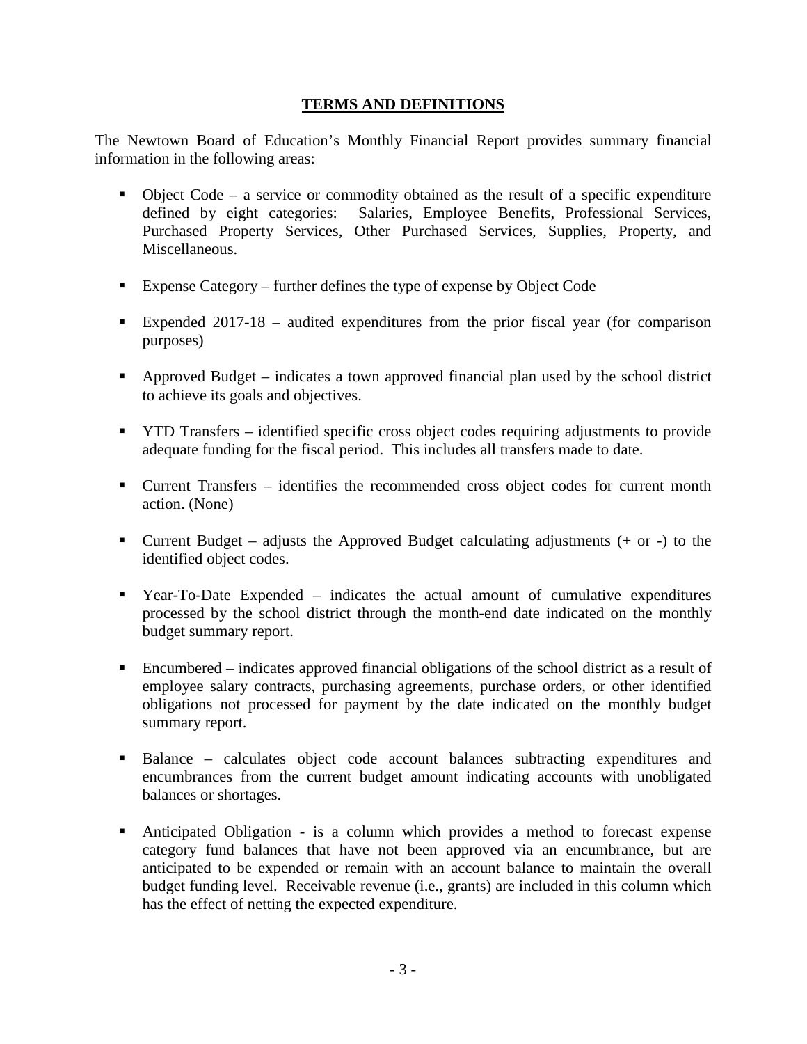## TERMS AND DEFINITIONS

The Newtown Board of Education's Monthly Financial Report provides summary financial information in the following areas:

- Object Code – a service or commodity obtained as the result of a specific expenditure defined by eight categories: Salaries, Employee Benefits, Professional Services, Purchased Property Services, Other Purchased Services, Supplies, Property, and Miscellaneous.
- Expense Category – further defines the type of expense by Object Code
- Expended 2017-18 – audited expenditures from the prior fiscal year (for comparison purposes)
- Approved Budget – indicates a town approved financial plan used by the school district to achieve its goals and objectives.
- YTD Transfers – identified specific cross object codes requiring adjustments to provide adequate funding for the fiscal period. This includes all transfers made to date.
- Current Transfers – identifies the recommended cross object codes for current month action. (None)
- Current Budget – adjusts the Approved Budget calculating adjustments (+ or -) to the identified object codes.
- Year-To-Date Expended – indicates the actual amount of cumulative expenditures processed by the school district through the month-end date indicated on the monthly budget summary report.
- Encumbered – indicates approved financial obligations of the school district as a result of employee salary contracts, purchasing agreements, purchase orders, or other identified obligations not processed for payment by the date indicated on the monthly budget summary report.
- Balance – calculates object code account balances subtracting expenditures and encumbrances from the current budget amount indicating accounts with unobligated balances or shortages.
- Anticipated Obligation - is a column which provides a method to forecast expense category fund balances that have not been approved via an encumbrance, but are anticipated to be expended or remain with an account balance to maintain the overall budget funding level. Receivable revenue (i.e., grants) are included in this column which has the effect of netting the expected expenditure.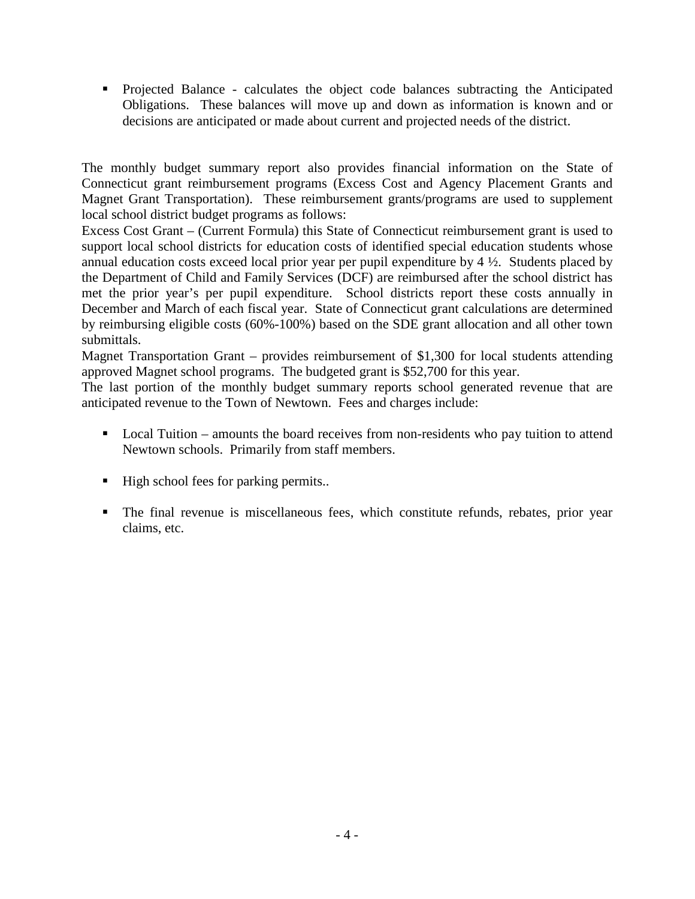- Projected Balance - calculates the object code balances subtracting the Anticipated Obligations. These balances will move up and down as information is known and or decisions are anticipated or made about current and projected needs of the district.

The monthly budget summary report also provides financial information on the State of Connecticut grant reimbursement programs (Excess Cost and Agency Placement Grants and Magnet Grant Transportation). These reimbursement grants/programs are used to supplement local school district budget programs as follows:
Excess Cost Grant – (Current Formula) this State of Connecticut reimbursement grant is used to support local school districts for education costs of identified special education students whose annual education costs exceed local prior year per pupil expenditure by 4 ½. Students placed by the Department of Child and Family Services (DCF) are reimbursed after the school district has met the prior year's per pupil expenditure. School districts report these costs annually in December and March of each fiscal year. State of Connecticut grant calculations are determined by reimbursing eligible costs (60%-100%) based on the SDE grant allocation and all other town submittals.
Magnet Transportation Grant – provides reimbursement of $1,300 for local students attending approved Magnet school programs. The budgeted grant is $52,700 for this year.
The last portion of the monthly budget summary reports school generated revenue that are anticipated revenue to the Town of Newtown. Fees and charges include:

- Local Tuition – amounts the board receives from non-residents who pay tuition to attend Newtown schools. Primarily from staff members.

- High school fees for parking permits..

- The final revenue is miscellaneous fees, which constitute refunds, rebates, prior year claims, etc.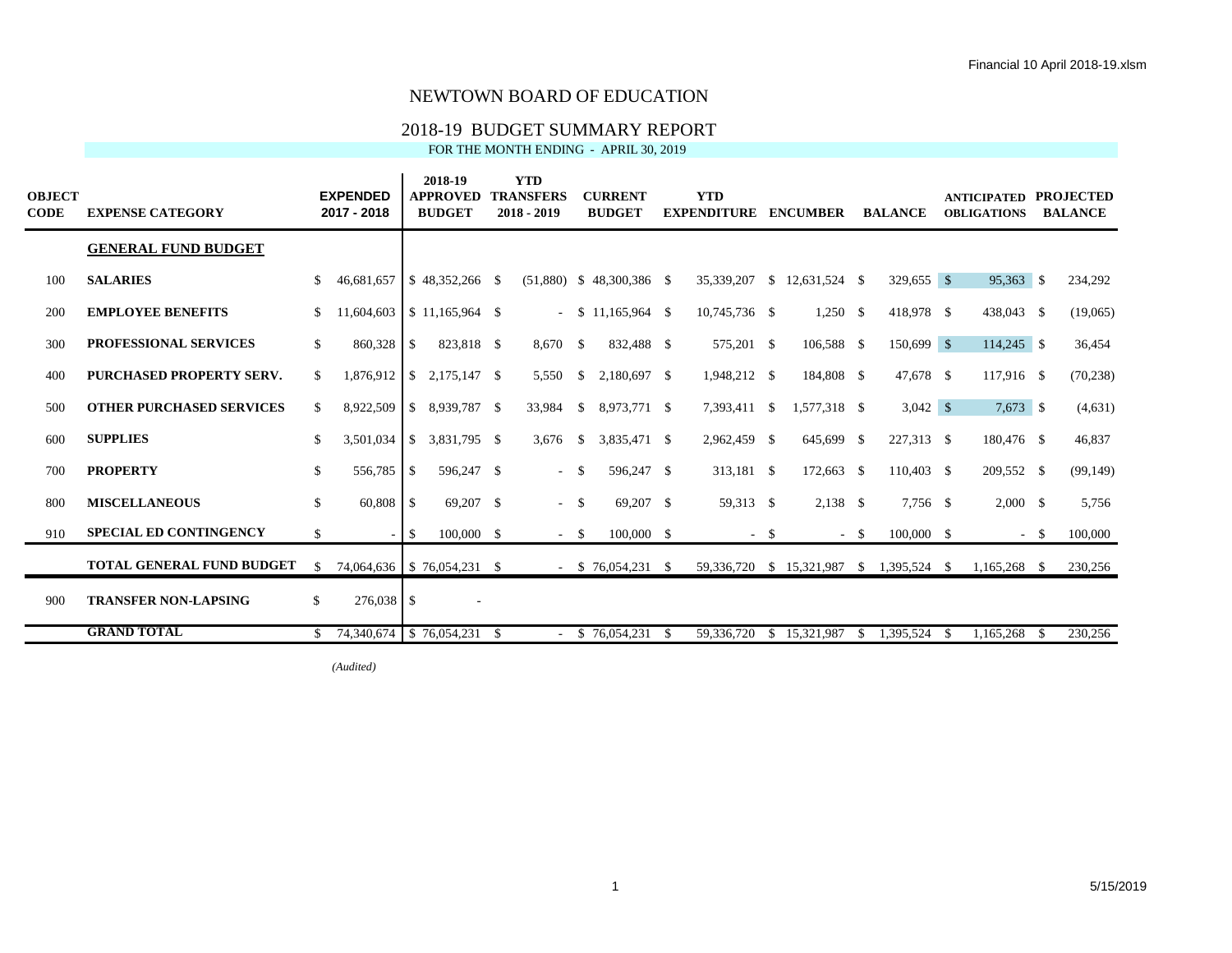# NEWTOWN BOARD OF EDUCATION

## 2018-19 BUDGET SUMMARY REPORT

FOR THE MONTH ENDING - APRIL 30, 2019

| OBJECT CODE | EXPENSE CATEGORY | EXPENDED 2017 - 2018 | 2018-19 APPROVED BUDGET | YTD TRANSFERS 2018 - 2019 | CURRENT BUDGET | YTD EXPENDITURE | ENCUMBER | BALANCE | ANTICIPATED OBLIGATIONS | PROJECTED BALANCE |
|---|---|---|---|---|---|---|---|---|---|---|
| | **GENERAL FUND BUDGET** | | | | | | | | | |
| 100 | **SALARIES** | $ 46,681,657 | $ 48,352,266 | $ (51,880) | $ 48,300,386 | $ 35,339,207 | $ 12,631,524 | $ 329,655 | $ 95,363 | $ 234,292 |
| 200 | **EMPLOYEE BENEFITS** | $ 11,604,603 | $ 11,165,964 | $ - | $ 11,165,964 | $ 10,745,736 | $ 1,250 | $ 418,978 | $ 438,043 | $ (19,065) |
| 300 | **PROFESSIONAL SERVICES** | $ 860,328 | $ 823,818 | $ 8,670 | $ 832,488 | $ 575,201 | $ 106,588 | $ 150,699 | $ 114,245 | $ 36,454 |
| 400 | **PURCHASED PROPERTY SERV.** | $ 1,876,912 | $ 2,175,147 | $ 5,550 | $ 2,180,697 | $ 1,948,212 | $ 184,808 | $ 47,678 | $ 117,916 | $ (70,238) |
| 500 | **OTHER PURCHASED SERVICES** | $ 8,922,509 | $ 8,939,787 | $ 33,984 | $ 8,973,771 | $ 7,393,411 | $ 1,577,318 | $ 3,042 | $ 7,673 | $ (4,631) |
| 600 | **SUPPLIES** | $ 3,501,034 | $ 3,831,795 | $ 3,676 | $ 3,835,471 | $ 2,962,459 | $ 645,699 | $ 227,313 | $ 180,476 | $ 46,837 |
| 700 | **PROPERTY** | $ 556,785 | $ 596,247 | $ - | $ 596,247 | $ 313,181 | $ 172,663 | $ 110,403 | $ 209,552 | $ (99,149) |
| 800 | **MISCELLANEOUS** | $ 60,808 | $ 69,207 | $ - | $ 69,207 | $ 59,313 | $ 2,138 | $ 7,756 | $ 2,000 | $ 5,756 |
| 910 | **SPECIAL ED CONTINGENCY** | $ - | $ 100,000 | $ - | $ 100,000 | $ - | $ - | $ 100,000 | $ - | $ 100,000 |
| | **TOTAL GENERAL FUND BUDGET** | $ 74,064,636 | $ 76,054,231 | $ - | $ 76,054,231 | $ 59,336,720 | $ 15,321,987 | $ 1,395,524 | $ 1,165,268 | $ 230,256 |
| 900 | **TRANSFER NON-LAPSING** | $ 276,038 | $ - | | | | | | | |
| | **GRAND TOTAL** | $ 74,340,674 | $ 76,054,231 | $ - | $ 76,054,231 | $ 59,336,720 | $ 15,321,987 | $ 1,395,524 | $ 1,165,268 | $ 230,256 |

*(Audited)*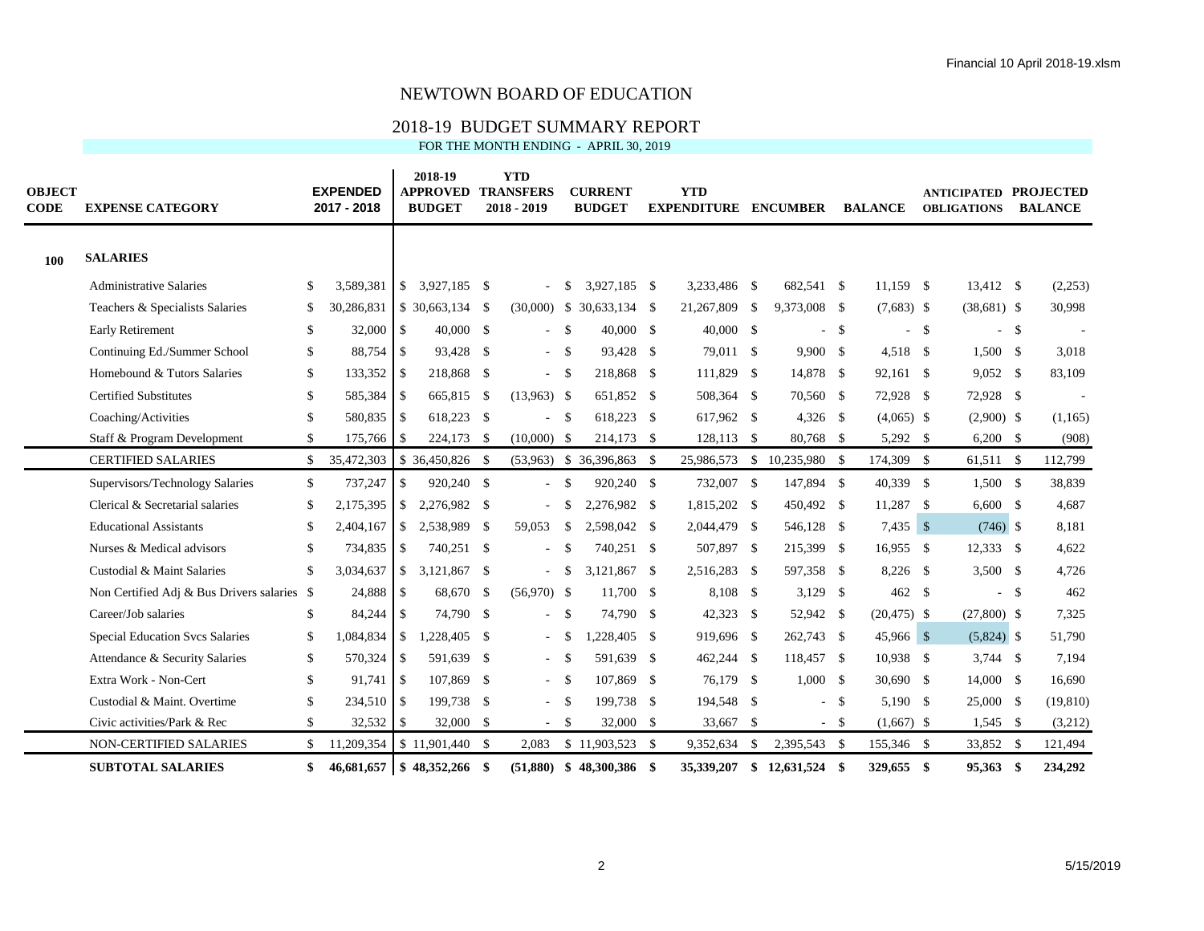# NEWTOWN BOARD OF EDUCATION

## 2018-19 BUDGET SUMMARY REPORT

FOR THE MONTH ENDING - APRIL 30, 2019

| OBJECT CODE | EXPENSE CATEGORY | EXPENDED 2017 - 2018 | 2018-19 APPROVED BUDGET | YTD TRANSFERS 2018 - 2019 | CURRENT BUDGET | YTD EXPENDITURE | ENCUMBER | BALANCE | ANTICIPATED OBLIGATIONS | PROJECTED BALANCE |
|---|---|---|---|---|---|---|---|---|---|---|
| **100** | **SALARIES** | | | | | | | | | |
| | Administrative Salaries | $ 3,589,381 | $ 3,927,185 | $ - | $ 3,927,185 | $ 3,233,486 | $ 682,541 | $ 11,159 | $ 13,412 | $ (2,253) |
| | Teachers & Specialists Salaries | $ 30,286,831 | $ 30,663,134 | $ (30,000) | $ 30,633,134 | $ 21,267,809 | $ 9,373,008 | $ (7,683) | $ (38,681) | $ 30,998 |
| | Early Retirement | $ 32,000 | $ 40,000 | $ - | $ 40,000 | $ 40,000 | $ - | $ - | $ - | $ - |
| | Continuing Ed./Summer School | $ 88,754 | $ 93,428 | $ - | $ 93,428 | $ 79,011 | $ 9,900 | $ 4,518 | $ 1,500 | $ 3,018 |
| | Homebound & Tutors Salaries | $ 133,352 | $ 218,868 | $ - | $ 218,868 | $ 111,829 | $ 14,878 | $ 92,161 | $ 9,052 | $ 83,109 |
| | Certified Substitutes | $ 585,384 | $ 665,815 | $ (13,963) | $ 651,852 | $ 508,364 | $ 70,560 | $ 72,928 | $ 72,928 | $ - |
| | Coaching/Activities | $ 580,835 | $ 618,223 | $ - | $ 618,223 | $ 617,962 | $ 4,326 | $ (4,065) | $ (2,900) | $ (1,165) |
| | Staff & Program Development | $ 175,766 | $ 224,173 | $ (10,000) | $ 214,173 | $ 128,113 | $ 80,768 | $ 5,292 | $ 6,200 | $ (908) |
| | CERTIFIED SALARIES | $ 35,472,303 | $ 36,450,826 | $ (53,963) | $ 36,396,863 | $ 25,986,573 | $ 10,235,980 | $ 174,309 | $ 61,511 | $ 112,799 |
| | Supervisors/Technology Salaries | $ 737,247 | $ 920,240 | $ - | $ 920,240 | $ 732,007 | $ 147,894 | $ 40,339 | $ 1,500 | $ 38,839 |
| | Clerical & Secretarial salaries | $ 2,175,395 | $ 2,276,982 | $ - | $ 2,276,982 | $ 1,815,202 | $ 450,492 | $ 11,287 | $ 6,600 | $ 4,687 |
| | Educational Assistants | $ 2,404,167 | $ 2,538,989 | $ 59,053 | $ 2,598,042 | $ 2,044,479 | $ 546,128 | $ 7,435 | $ (746) | $ 8,181 |
| | Nurses & Medical advisors | $ 734,835 | $ 740,251 | $ - | $ 740,251 | $ 507,897 | $ 215,399 | $ 16,955 | $ 12,333 | $ 4,622 |
| | Custodial & Maint Salaries | $ 3,034,637 | $ 3,121,867 | $ - | $ 3,121,867 | $ 2,516,283 | $ 597,358 | $ 8,226 | $ 3,500 | $ 4,726 |
| | Non Certified Adj & Bus Drivers salaries | $ 24,888 | $ 68,670 | $ (56,970) | $ 11,700 | $ 8,108 | $ 3,129 | $ 462 | $ - | $ 462 |
| | Career/Job salaries | $ 84,244 | $ 74,790 | $ - | $ 74,790 | $ 42,323 | $ 52,942 | $ (20,475) | $ (27,800) | $ 7,325 |
| | Special Education Svcs Salaries | $ 1,084,834 | $ 1,228,405 | $ - | $ 1,228,405 | $ 919,696 | $ 262,743 | $ 45,966 | $ (5,824) | $ 51,790 |
| | Attendance & Security Salaries | $ 570,324 | $ 591,639 | $ - | $ 591,639 | $ 462,244 | $ 118,457 | $ 10,938 | $ 3,744 | $ 7,194 |
| | Extra Work - Non-Cert | $ 91,741 | $ 107,869 | $ - | $ 107,869 | $ 76,179 | $ 1,000 | $ 30,690 | $ 14,000 | $ 16,690 |
| | Custodial & Maint. Overtime | $ 234,510 | $ 199,738 | $ - | $ 199,738 | $ 194,548 | $ - | $ 5,190 | $ 25,000 | $ (19,810) |
| | Civic activities/Park & Rec | $ 32,532 | $ 32,000 | $ - | $ 32,000 | $ 33,667 | $ - | $ (1,667) | $ 1,545 | $ (3,212) |
| | NON-CERTIFIED SALARIES | $ 11,209,354 | $ 11,901,440 | $ 2,083 | $ 11,903,523 | $ 9,352,634 | $ 2,395,543 | $ 155,346 | $ 33,852 | $ 121,494 |
| | **SUBTOTAL SALARIES** | **$ 46,681,657** | **$ 48,352,266** | **$ (51,880)** | **$ 48,300,386** | **$ 35,339,207** | **$ 12,631,524** | **$ 329,655** | **$ 95,363** | **$ 234,292** |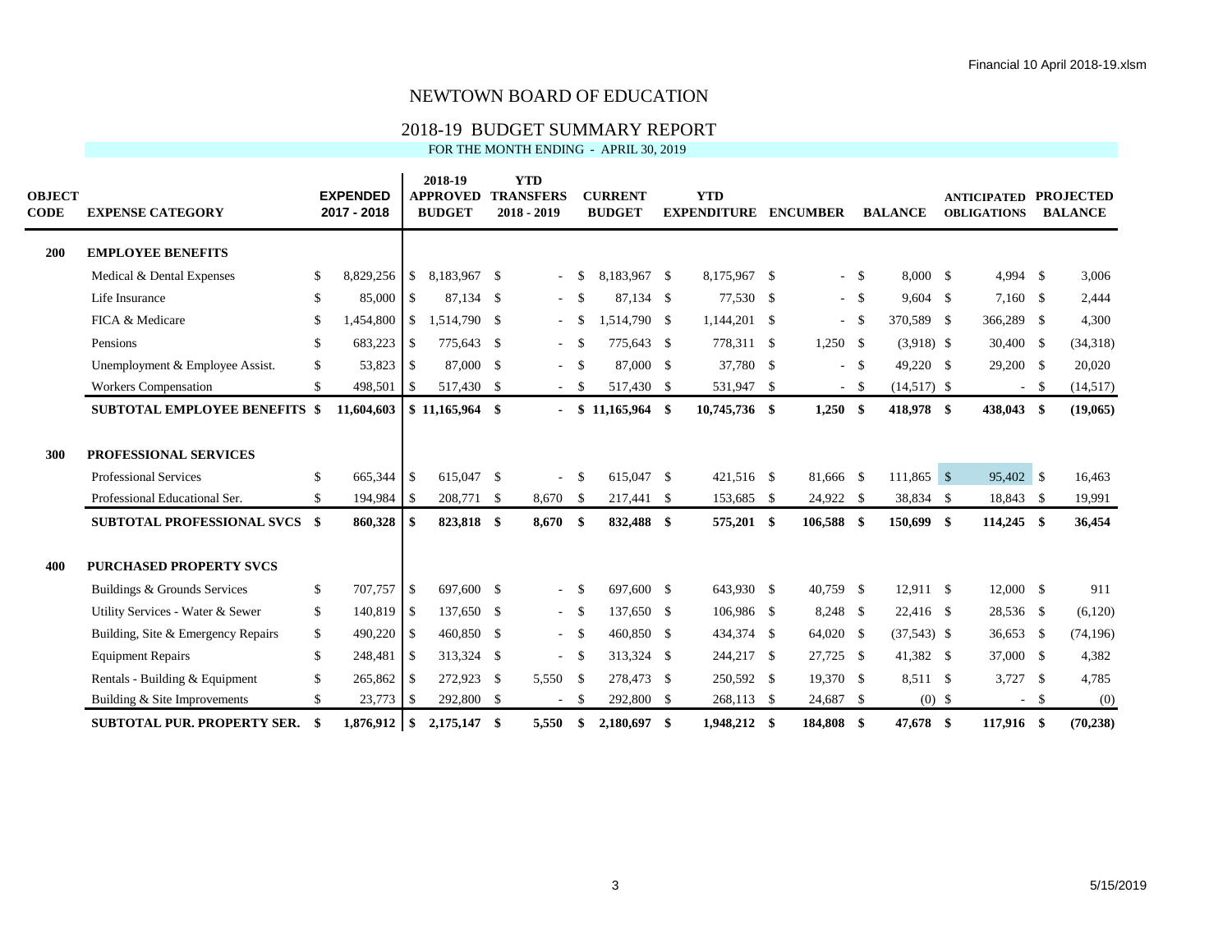# NEWTOWN BOARD OF EDUCATION

## 2018-19 BUDGET SUMMARY REPORT

FOR THE MONTH ENDING - APRIL 30, 2019

| OBJECT CODE | EXPENSE CATEGORY | EXPENDED 2017 - 2018 | 2018-19 APPROVED BUDGET | YTD TRANSFERS 2018 - 2019 | CURRENT BUDGET | YTD EXPENDITURE | ENCUMBER | BALANCE | ANTICIPATED OBLIGATIONS | PROJECTED BALANCE |
|---|---|---|---|---|---|---|---|---|---|---|
| **200** | **EMPLOYEE BENEFITS** | | | | | | | | | |
| | Medical & Dental Expenses | $ 8,829,256 | $ 8,183,967 | $ - | $ 8,183,967 | $ 8,175,967 | $ - | $ 8,000 | $ 4,994 | $ 3,006 |
| | Life Insurance | $ 85,000 | $ 87,134 | $ - | $ 87,134 | $ 77,530 | $ - | $ 9,604 | $ 7,160 | $ 2,444 |
| | FICA & Medicare | $ 1,454,800 | $ 1,514,790 | $ - | $ 1,514,790 | $ 1,144,201 | $ - | $ 370,589 | $ 366,289 | $ 4,300 |
| | Pensions | $ 683,223 | $ 775,643 | $ - | $ 775,643 | $ 778,311 | $ 1,250 | $ (3,918) | $ 30,400 | $ (34,318) |
| | Unemployment & Employee Assist. | $ 53,823 | $ 87,000 | $ - | $ 87,000 | $ 37,780 | $ - | $ 49,220 | $ 29,200 | $ 20,020 |
| | Workers Compensation | $ 498,501 | $ 517,430 | $ - | $ 517,430 | $ 531,947 | $ - | $ (14,517) | $ - | $ (14,517) |
| | **SUBTOTAL EMPLOYEE BENEFITS** | **$ 11,604,603** | **$ 11,165,964** | **$ -** | **$ 11,165,964** | **$ 10,745,736** | **$ 1,250** | **$ 418,978** | **$ 438,043** | **$ (19,065)** |
| **300** | **PROFESSIONAL SERVICES** | | | | | | | | | |
| | Professional Services | $ 665,344 | $ 615,047 | $ - | $ 615,047 | $ 421,516 | $ 81,666 | $ 111,865 | $ 95,402 | $ 16,463 |
| | Professional Educational Ser. | $ 194,984 | $ 208,771 | $ 8,670 | $ 217,441 | $ 153,685 | $ 24,922 | $ 38,834 | $ 18,843 | $ 19,991 |
| | **SUBTOTAL PROFESSIONAL SVCS** | **$ 860,328** | **$ 823,818** | **$ 8,670** | **$ 832,488** | **$ 575,201** | **$ 106,588** | **$ 150,699** | **$ 114,245** | **$ 36,454** |
| **400** | **PURCHASED PROPERTY SVCS** | | | | | | | | | |
| | Buildings & Grounds Services | $ 707,757 | $ 697,600 | $ - | $ 697,600 | $ 643,930 | $ 40,759 | $ 12,911 | $ 12,000 | $ 911 |
| | Utility Services - Water & Sewer | $ 140,819 | $ 137,650 | $ - | $ 137,650 | $ 106,986 | $ 8,248 | $ 22,416 | $ 28,536 | $ (6,120) |
| | Building, Site & Emergency Repairs | $ 490,220 | $ 460,850 | $ - | $ 460,850 | $ 434,374 | $ 64,020 | $ (37,543) | $ 36,653 | $ (74,196) |
| | Equipment Repairs | $ 248,481 | $ 313,324 | $ - | $ 313,324 | $ 244,217 | $ 27,725 | $ 41,382 | $ 37,000 | $ 4,382 |
| | Rentals - Building & Equipment | $ 265,862 | $ 272,923 | $ 5,550 | $ 278,473 | $ 250,592 | $ 19,370 | $ 8,511 | $ 3,727 | $ 4,785 |
| | Building & Site Improvements | $ 23,773 | $ 292,800 | $ - | $ 292,800 | $ 268,113 | $ 24,687 | $ (0) | $ - | $ (0) |
| | **SUBTOTAL PUR. PROPERTY SER.** | **$ 1,876,912** | **$ 2,175,147** | **$ 5,550** | **$ 2,180,697** | **$ 1,948,212** | **$ 184,808** | **$ 47,678** | **$ 117,916** | **$ (70,238)** |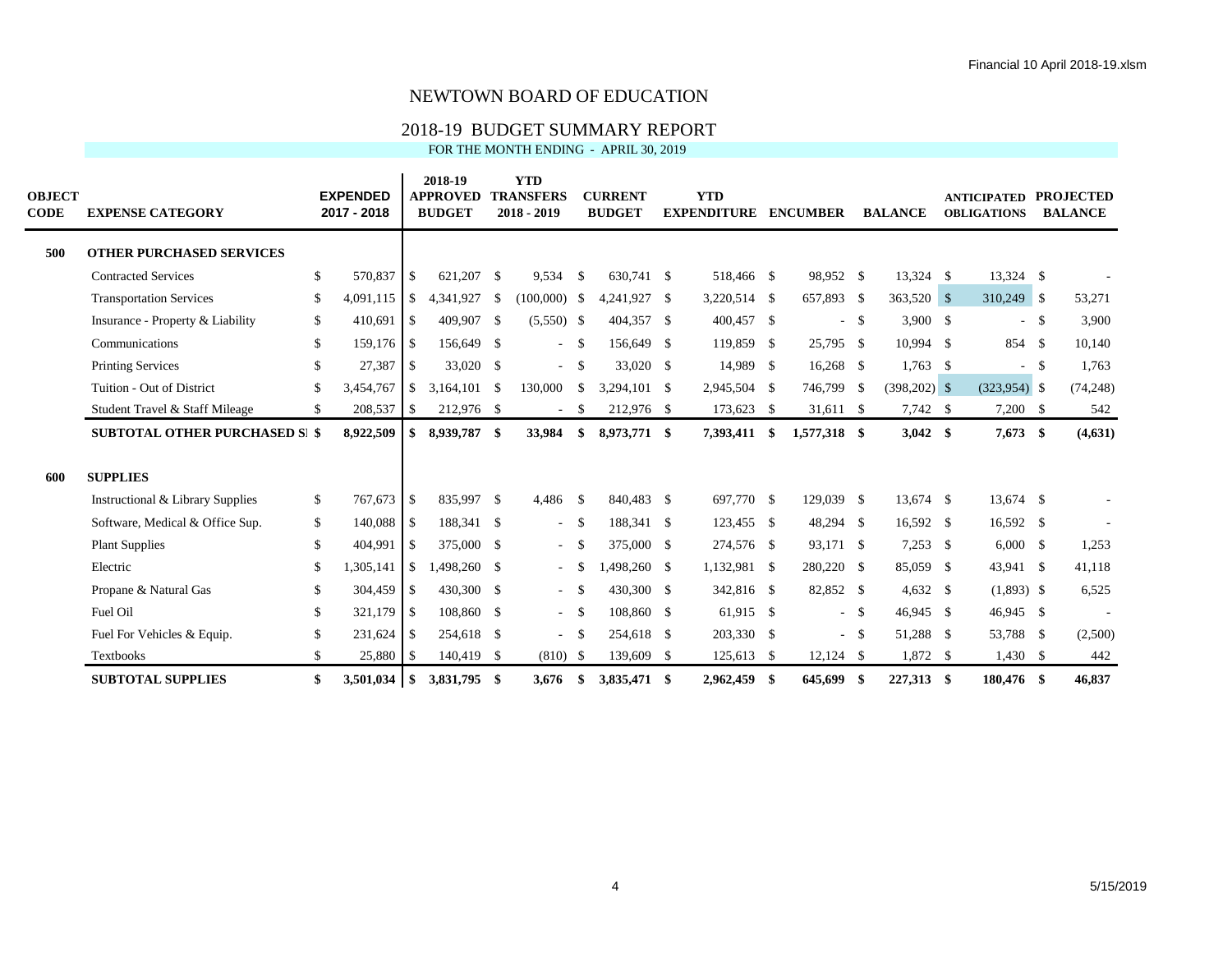# NEWTOWN BOARD OF EDUCATION

## 2018-19 BUDGET SUMMARY REPORT

FOR THE MONTH ENDING - APRIL 30, 2019

| OBJECT CODE | EXPENSE CATEGORY | EXPENDED 2017 - 2018 | 2018-19 APPROVED BUDGET | YTD TRANSFERS 2018 - 2019 | CURRENT BUDGET | YTD EXPENDITURE | ENCUMBER | BALANCE | ANTICIPATED OBLIGATIONS | PROJECTED BALANCE |
|---|---|---|---|---|---|---|---|---|---|---|
| **500** | **OTHER PURCHASED SERVICES** | | | | | | | | | |
| | Contracted Services | $ 570,837 | $ 621,207 | $ 9,534 | $ 630,741 | $ 518,466 | $ 98,952 | $ 13,324 | $ 13,324 | $ - |
| | Transportation Services | $ 4,091,115 | $ 4,341,927 | $ (100,000) | $ 4,241,927 | $ 3,220,514 | $ 657,893 | $ 363,520 | $ 310,249 | $ 53,271 |
| | Insurance - Property & Liability | $ 410,691 | $ 409,907 | $ (5,550) | $ 404,357 | $ 400,457 | $ - | $ 3,900 | $ - | $ 3,900 |
| | Communications | $ 159,176 | $ 156,649 | $ - | $ 156,649 | $ 119,859 | $ 25,795 | $ 10,994 | $ 854 | $ 10,140 |
| | Printing Services | $ 27,387 | $ 33,020 | $ - | $ 33,020 | $ 14,989 | $ 16,268 | $ 1,763 | $ - | $ 1,763 |
| | Tuition - Out of District | $ 3,454,767 | $ 3,164,101 | $ 130,000 | $ 3,294,101 | $ 2,945,504 | $ 746,799 | $ (398,202) | $ (323,954) | $ (74,248) |
| | Student Travel & Staff Mileage | $ 208,537 | $ 212,976 | $ - | $ 212,976 | $ 173,623 | $ 31,611 | $ 7,742 | $ 7,200 | $ 542 |
| | **SUBTOTAL OTHER PURCHASED SI** | **$ 8,922,509** | **$ 8,939,787** | **$ 33,984** | **$ 8,973,771** | **$ 7,393,411** | **$ 1,577,318** | **$ 3,042** | **$ 7,673** | **$ (4,631)** |
| **600** | **SUPPLIES** | | | | | | | | | |
| | Instructional & Library Supplies | $ 767,673 | $ 835,997 | $ 4,486 | $ 840,483 | $ 697,770 | $ 129,039 | $ 13,674 | $ 13,674 | $ - |
| | Software, Medical & Office Sup. | $ 140,088 | $ 188,341 | $ - | $ 188,341 | $ 123,455 | $ 48,294 | $ 16,592 | $ 16,592 | $ - |
| | Plant Supplies | $ 404,991 | $ 375,000 | $ - | $ 375,000 | $ 274,576 | $ 93,171 | $ 7,253 | $ 6,000 | $ 1,253 |
| | Electric | $ 1,305,141 | $ 1,498,260 | $ - | $ 1,498,260 | $ 1,132,981 | $ 280,220 | $ 85,059 | $ 43,941 | $ 41,118 |
| | Propane & Natural Gas | $ 304,459 | $ 430,300 | $ - | $ 430,300 | $ 342,816 | $ 82,852 | $ 4,632 | $ (1,893) | $ 6,525 |
| | Fuel Oil | $ 321,179 | $ 108,860 | $ - | $ 108,860 | $ 61,915 | $ - | $ 46,945 | $ 46,945 | $ - |
| | Fuel For Vehicles & Equip. | $ 231,624 | $ 254,618 | $ - | $ 254,618 | $ 203,330 | $ - | $ 51,288 | $ 53,788 | $ (2,500) |
| | Textbooks | $ 25,880 | $ 140,419 | $ (810) | $ 139,609 | $ 125,613 | $ 12,124 | $ 1,872 | $ 1,430 | $ 442 |
| | **SUBTOTAL SUPPLIES** | **$ 3,501,034** | **$ 3,831,795** | **$ 3,676** | **$ 3,835,471** | **$ 2,962,459** | **$ 645,699** | **$ 227,313** | **$ 180,476** | **$ 46,837** |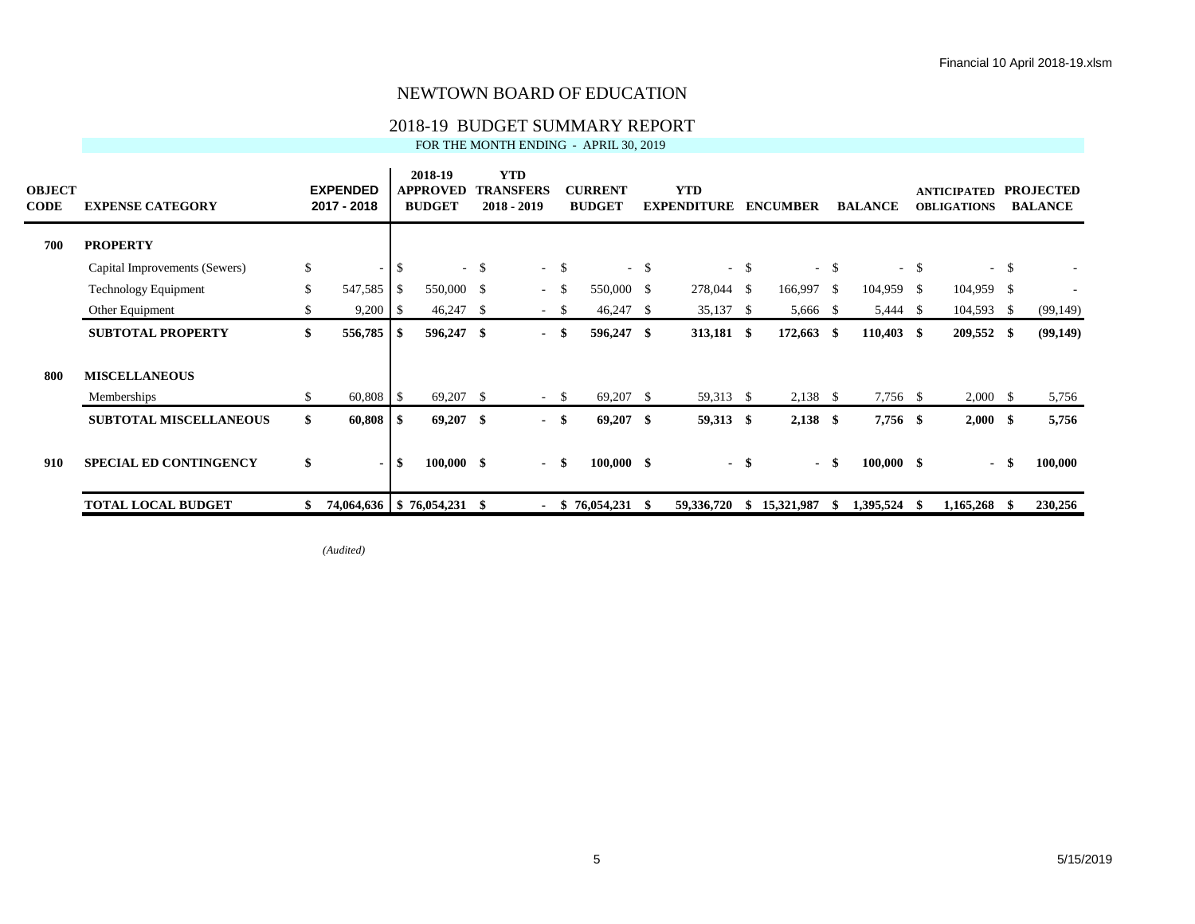# NEWTOWN BOARD OF EDUCATION

## 2018-19 BUDGET SUMMARY REPORT

FOR THE MONTH ENDING - APRIL 30, 2019

| OBJECT CODE | EXPENSE CATEGORY | EXPENDED 2017 - 2018 | 2018-19 APPROVED BUDGET | YTD TRANSFERS 2018 - 2019 | CURRENT BUDGET | YTD EXPENDITURE | ENCUMBER | BALANCE | ANTICIPATED OBLIGATIONS | PROJECTED BALANCE |
|---|---|---|---|---|---|---|---|---|---|---|
| **700** | **PROPERTY** | | | | | | | | | |
| | Capital Improvements (Sewers) | $ - | $ - | $ - | $ - | $ - | $ - | $ - | $ - | $ - |
| | Technology Equipment | $ 547,585 | $ 550,000 | $ - | $ 550,000 | $ 278,044 | $ 166,997 | $ 104,959 | $ 104,959 | $ - |
| | Other Equipment | $ 9,200 | $ 46,247 | $ - | $ 46,247 | $ 35,137 | $ 5,666 | $ 5,444 | $ 104,593 | $ (99,149) |
| | **SUBTOTAL PROPERTY** | **$ 556,785** | **$ 596,247** | **$ -** | **$ 596,247** | **$ 313,181** | **$ 172,663** | **$ 110,403** | **$ 209,552** | **$ (99,149)** |
| **800** | **MISCELLANEOUS** | | | | | | | | | |
| | Memberships | $ 60,808 | $ 69,207 | $ - | $ 69,207 | $ 59,313 | $ 2,138 | $ 7,756 | $ 2,000 | $ 5,756 |
| | **SUBTOTAL MISCELLANEOUS** | **$ 60,808** | **$ 69,207** | **$ -** | **$ 69,207** | **$ 59,313** | **$ 2,138** | **$ 7,756** | **$ 2,000** | **$ 5,756** |
| **910** | **SPECIAL ED CONTINGENCY** | **$ -** | **$ 100,000** | **$ -** | **$ 100,000** | **$ -** | **$ -** | **$ 100,000** | **$ -** | **$ 100,000** |
| | **TOTAL LOCAL BUDGET** | **$ 74,064,636** | **$ 76,054,231** | **$ -** | **$ 76,054,231** | **$ 59,336,720** | **$ 15,321,987** | **$ 1,395,524** | **$ 1,165,268** | **$ 230,256** |

*(Audited)*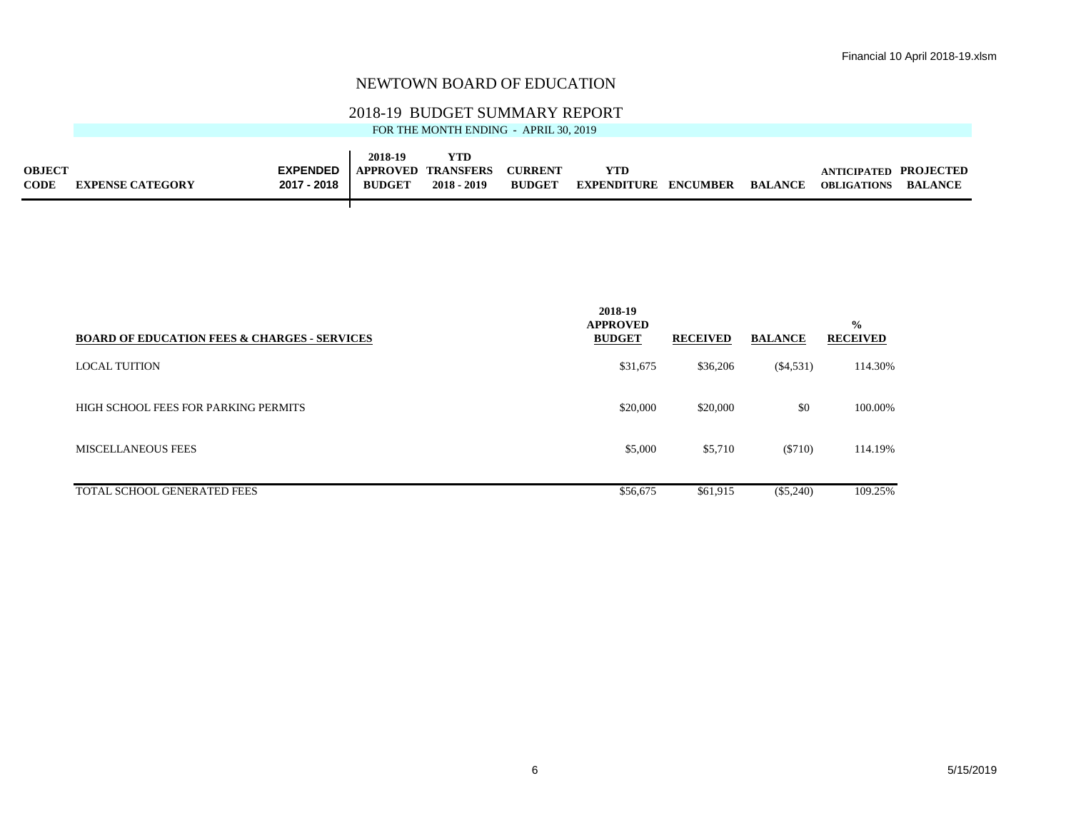# NEWTOWN BOARD OF EDUCATION

## 2018-19 BUDGET SUMMARY REPORT

FOR THE MONTH ENDING - APRIL 30, 2019

| OBJECT CODE | EXPENSE CATEGORY | EXPENDED 2017 - 2018 | 2018-19 APPROVED BUDGET | YTD TRANSFERS 2018 - 2019 | CURRENT BUDGET | YTD EXPENDITURE | ENCUMBER | BALANCE | ANTICIPATED OBLIGATIONS | PROJECTED BALANCE |
|---|---|---|---|---|---|---|---|---|---|---|

| BOARD OF EDUCATION FEES & CHARGES - SERVICES | 2018-19 APPROVED BUDGET | RECEIVED | BALANCE | % RECEIVED |
|---|---|---|---|---|
| LOCAL TUITION | $31,675 | $36,206 | ($4,531) | 114.30% |
| HIGH SCHOOL FEES FOR PARKING PERMITS | $20,000 | $20,000 | $0 | 100.00% |
| MISCELLANEOUS FEES | $5,000 | $5,710 | ($710) | 114.19% |
| TOTAL SCHOOL GENERATED FEES | $56,675 | $61,915 | ($5,240) | 109.25% |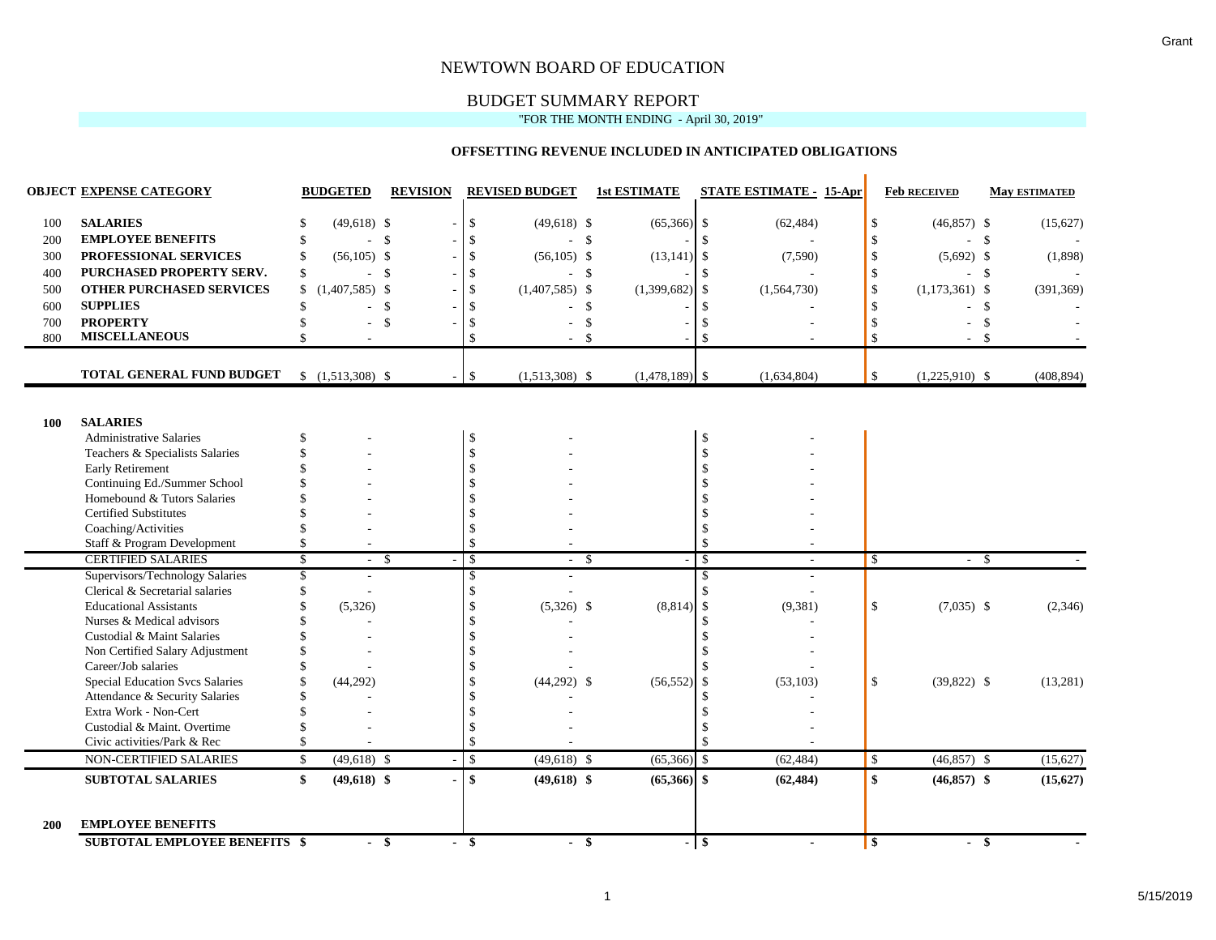Grant

# NEWTOWN BOARD OF EDUCATION

## BUDGET SUMMARY REPORT

"FOR THE MONTH ENDING - April 30, 2019"

### OFFSETTING REVENUE INCLUDED IN ANTICIPATED OBLIGATIONS

| OBJECT | EXPENSE CATEGORY | BUDGETED | REVISION | REVISED BUDGET | 1st ESTIMATE | STATE ESTIMATE - 15-Apr | Feb RECEIVED | May ESTIMATED |
|---|---|---|---|---|---|---|---|---|
| 100 | **SALARIES** | $ (49,618) | $ - | $ (49,618) | $ (65,366) | $ (62,484) | $ (46,857) | $ (15,627) |
| 200 | **EMPLOYEE BENEFITS** | $ - | $ - | $ - | $ - | $ - | $ - | $ - |
| 300 | **PROFESSIONAL SERVICES** | $ (56,105) | $ - | $ (56,105) | $ (13,141) | $ (7,590) | $ (5,692) | $ (1,898) |
| 400 | **PURCHASED PROPERTY SERV.** | $ - | $ - | $ - | $ - | $ - | $ - | $ - |
| 500 | **OTHER PURCHASED SERVICES** | $ (1,407,585) | $ - | $ (1,407,585) | $ (1,399,682) | $ (1,564,730) | $ (1,173,361) | $ (391,369) |
| 600 | **SUPPLIES** | $ - | $ - | $ - | $ - | $ - | $ - | $ - |
| 700 | **PROPERTY** | $ - | $ - | $ - | $ - | $ - | $ - | $ - |
| 800 | **MISCELLANEOUS** | $ - | | $ - | $ - | $ - | $ - | $ - |
| | **TOTAL GENERAL FUND BUDGET** | $ (1,513,308) | $ - | $ (1,513,308) | $ (1,478,189) | $ (1,634,804) | $ (1,225,910) | $ (408,894) |
| **100** | **SALARIES** | | | | | | | |
| | Administrative Salaries | $ - | | $ - | | $ - | | |
| | Teachers & Specialists Salaries | $ - | | $ - | | $ - | | |
| | Early Retirement | $ - | | $ - | | $ - | | |
| | Continuing Ed./Summer School | $ - | | $ - | | $ - | | |
| | Homebound & Tutors Salaries | $ - | | $ - | | $ - | | |
| | Certified Substitutes | $ - | | $ - | | $ - | | |
| | Coaching/Activities | $ - | | $ - | | $ - | | |
| | Staff & Program Development | $ - | | $ - | | $ - | | |
| | CERTIFIED SALARIES | $ - | $ - | $ - | $ - | $ - | $ - | $ - |
| | Supervisors/Technology Salaries | $ - | | $ - | | $ - | | |
| | Clerical & Secretarial salaries | $ - | | $ - | | $ - | | |
| | Educational Assistants | $ (5,326) | | $ (5,326) | $ (8,814) | $ (9,381) | $ (7,035) | $ (2,346) |
| | Nurses & Medical advisors | $ - | | $ - | | $ - | | |
| | Custodial & Maint Salaries | $ - | | $ - | | $ - | | |
| | Non Certified Salary Adjustment | $ - | | $ - | | $ - | | |
| | Career/Job salaries | $ - | | $ - | | $ - | | |
| | Special Education Svcs Salaries | $ (44,292) | | $ (44,292) | $ (56,552) | $ (53,103) | $ (39,822) | $ (13,281) |
| | Attendance & Security Salaries | $ - | | $ - | | $ - | | |
| | Extra Work - Non-Cert | $ - | | $ - | | $ - | | |
| | Custodial & Maint. Overtime | $ - | | $ - | | $ - | | |
| | Civic activities/Park & Rec | $ - | | $ - | | $ - | | |
| | NON-CERTIFIED SALARIES | $ (49,618) | $ - | $ (49,618) | $ (65,366) | $ (62,484) | $ (46,857) | $ (15,627) |
| | **SUBTOTAL SALARIES** | **$ (49,618)** | **$ -** | **$ (49,618)** | **$ (65,366)** | **$ (62,484)** | **$ (46,857)** | **$ (15,627)** |
| **200** | **EMPLOYEE BENEFITS** | | | | | | | |
| | **SUBTOTAL EMPLOYEE BENEFITS** | **$ -** | **$ -** | **$ -** | **$ -** | **$ -** | **$ -** | **$ -** |

5/15/2019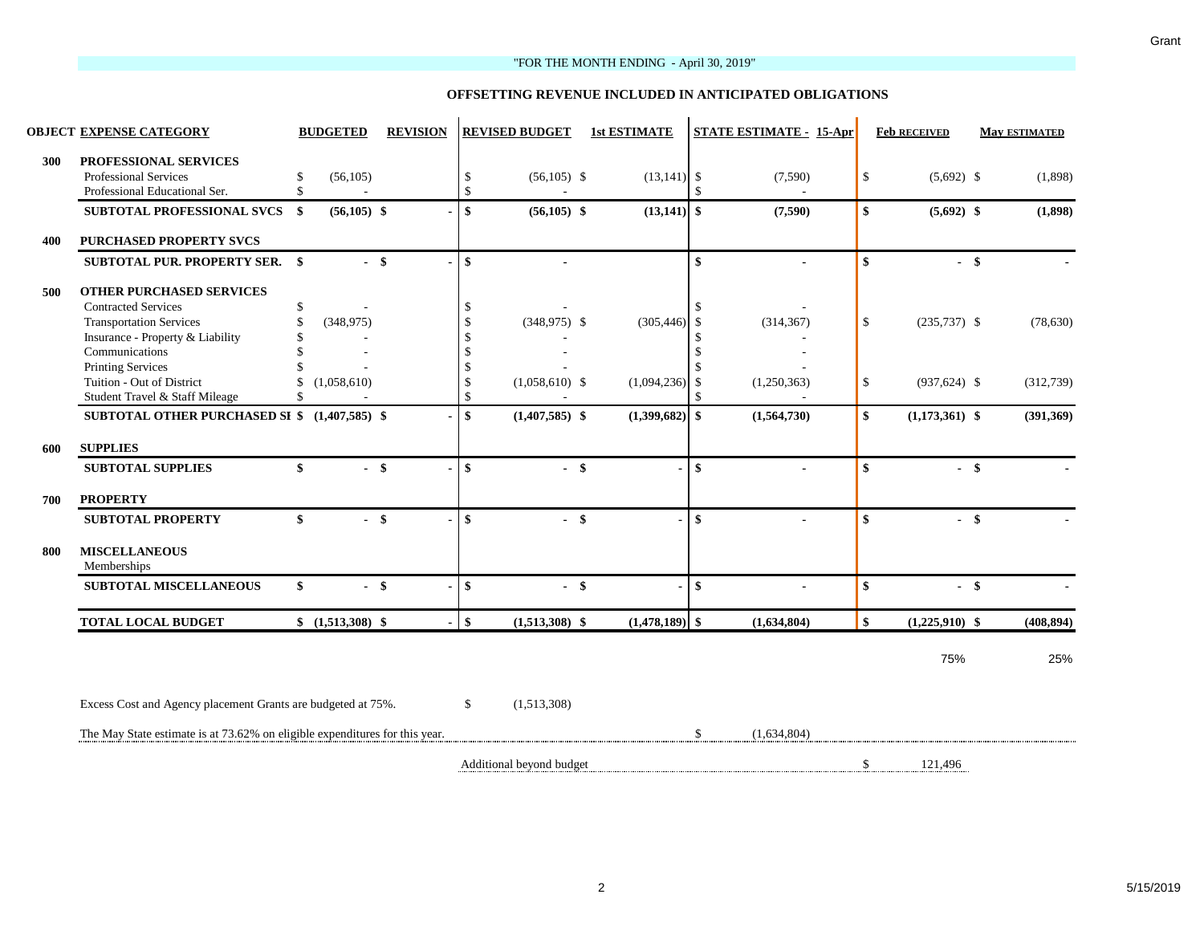Grant

"FOR THE MONTH ENDING - April 30, 2019"

**OFFSETTING REVENUE INCLUDED IN ANTICIPATED OBLIGATIONS**

| OBJECT | EXPENSE CATEGORY | BUDGETED | REVISION | REVISED BUDGET | 1st ESTIMATE | STATE ESTIMATE - 15-Apr | Feb RECEIVED | May ESTIMATED |
|---|---|---|---|---|---|---|---|---|
| 300 | **PROFESSIONAL SERVICES** | | | | | | | |
| | Professional Services | $ (56,105) | | $ (56,105) | $ (13,141) | $ (7,590) | $ (5,692) | $ (1,898) |
| | Professional Educational Ser. | $ - | | $ - | | $ - | | |
| | **SUBTOTAL PROFESSIONAL SVCS** | **$ (56,105)** | **$ -** | **$ (56,105)** | **$ (13,141)** | **$ (7,590)** | **$ (5,692)** | **$ (1,898)** |
| 400 | **PURCHASED PROPERTY SVCS** | | | | | | | |
| | **SUBTOTAL PUR. PROPERTY SER.** | **$ -** | **$ -** | **$ -** | | **$ -** | **$ -** | **$ -** |
| 500 | **OTHER PURCHASED SERVICES** | | | | | | | |
| | Contracted Services | $ - | | $ - | | $ - | | |
| | Transportation Services | $ (348,975) | | $ (348,975) | $ (305,446) | $ (314,367) | $ (235,737) | $ (78,630) |
| | Insurance - Property & Liability | $ - | | $ - | | $ - | | |
| | Communications | $ - | | $ - | | $ - | | |
| | Printing Services | $ - | | $ - | | $ - | | |
| | Tuition - Out of District | $ (1,058,610) | | $ (1,058,610) | $ (1,094,236) | $ (1,250,363) | $ (937,624) | $ (312,739) |
| | Student Travel & Staff Mileage | $ - | | $ - | | $ - | | |
| | **SUBTOTAL OTHER PURCHASED SI** | **$ (1,407,585)** | **$ -** | **$ (1,407,585)** | **$ (1,399,682)** | **$ (1,564,730)** | **$ (1,173,361)** | **$ (391,369)** |
| 600 | **SUPPLIES** | | | | | | | |
| | **SUBTOTAL SUPPLIES** | **$ -** | **$ -** | **$ -** | **$ -** | **$ -** | **$ -** | **$ -** |
| 700 | **PROPERTY** | | | | | | | |
| | **SUBTOTAL PROPERTY** | **$ -** | **$ -** | **$ -** | **$ -** | **$ -** | **$ -** | **$ -** |
| 800 | **MISCELLANEOUS** | | | | | | | |
| | Memberships | | | | | | | |
| | **SUBTOTAL MISCELLANEOUS** | **$ -** | **$ -** | **$ -** | **$ -** | **$ -** | **$ -** | **$ -** |
| | **TOTAL LOCAL BUDGET** | **$ (1,513,308)** | **$ -** | **$ (1,513,308)** | **$ (1,478,189)** | **$ (1,634,804)** | **$ (1,225,910)** | **$ (408,894)** |
| | | | | | | | 75% | 25% |

Excess Cost and Agency placement Grants are budgeted at 75%. $ (1,513,308)

The May State estimate is at 73.62% on eligible expenditures for this year. $ (1,634,804)

Additional beyond budget $ 121,496